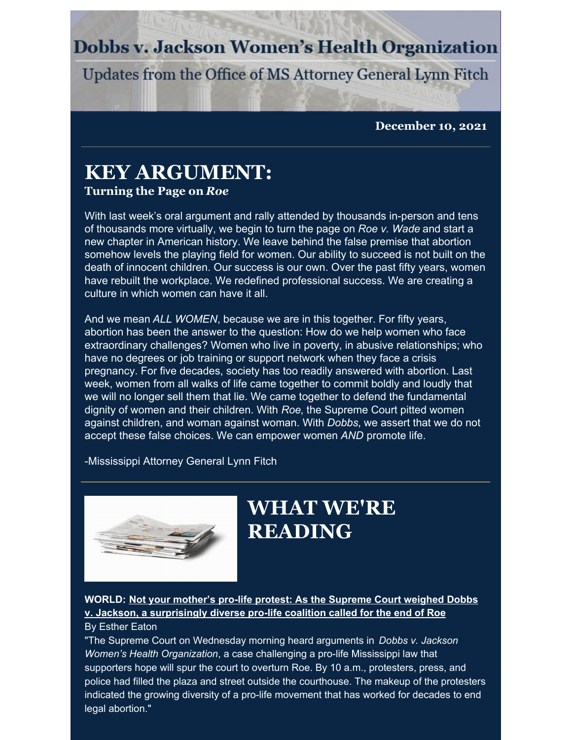# Dobbs v. Jackson Women's Health Organization

Updates from the Office of MS Attorney General Lynn Fitch

**December 10, 2021**

## KEY ARGUMENT:

**Turning the Page on *Roe***

With last week's oral argument and rally attended by thousands in-person and tens of thousands more virtually, we begin to turn the page on *Roe v. Wade* and start a new chapter in American history. We leave behind the false premise that abortion somehow levels the playing field for women. Our ability to succeed is not built on the death of innocent children. Our success is our own. Over the past fifty years, women have rebuilt the workplace. We redefined professional success. We are creating a culture in which women can have it all.

And we mean *ALL WOMEN*, because we are in this together. For fifty years, abortion has been the answer to the question: How do we help women who face extraordinary challenges? Women who live in poverty, in abusive relationships; who have no degrees or job training or support network when they face a crisis pregnancy. For five decades, society has too readily answered with abortion. Last week, women from all walks of life came together to commit boldly and loudly that we will no longer sell them that lie. We came together to defend the fundamental dignity of women and their children. With *Roe*, the Supreme Court pitted women against children, and woman against woman. With *Dobbs*, we assert that we do not accept these false choices. We can empower women *AND* promote life.

-Mississippi Attorney General Lynn Fitch

## WHAT WE'RE READING

**WORLD: Not your mother's pro-life protest: As the Supreme Court weighed Dobbs v. Jackson, a surprisingly diverse pro-life coalition called for the end of Roe**

By Esther Eaton

"The Supreme Court on Wednesday morning heard arguments in *Dobbs v. Jackson Women's Health Organization*, a case challenging a pro-life Mississippi law that supporters hope will spur the court to overturn Roe. By 10 a.m., protesters, press, and police had filled the plaza and street outside the courthouse. The makeup of the protesters indicated the growing diversity of a pro-life movement that has worked for decades to end legal abortion."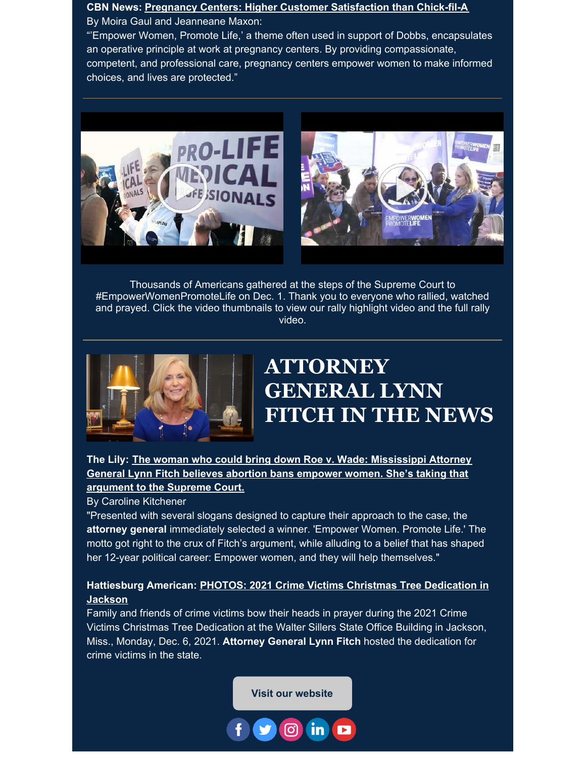**CBN News: Pregnancy Centers: Higher Customer Satisfaction than Chick-fil-A**
By Moira Gaul and Jeanneane Maxon:
"'Empower Women, Promote Life,' a theme often used in support of Dobbs, encapsulates an operative principle at work at pregnancy centers. By providing compassionate, competent, and professional care, pregnancy centers empower women to make informed choices, and lives are protected."

---

Thousands of Americans gathered at the steps of the Supreme Court to #EmpowerWomenPromoteLife on Dec. 1. Thank you to everyone who rallied, watched and prayed. Click the video thumbnails to view our rally highlight video and the full rally video.

---

# ATTORNEY GENERAL LYNN FITCH IN THE NEWS

**The Lily: The woman who could bring down Roe v. Wade: Mississippi Attorney General Lynn Fitch believes abortion bans empower women. She's taking that argument to the Supreme Court.**
By Caroline Kitchener
"Presented with several slogans designed to capture their approach to the case, the **attorney general** immediately selected a winner. 'Empower Women. Promote Life.' The motto got right to the crux of Fitch's argument, while alluding to a belief that has shaped her 12-year political career: Empower women, and they will help themselves."

**Hattiesburg American: PHOTOS: 2021 Crime Victims Christmas Tree Dedication in Jackson**
Family and friends of crime victims bow their heads in prayer during the 2021 Crime Victims Christmas Tree Dedication at the Walter Sillers State Office Building in Jackson, Miss., Monday, Dec. 6, 2021. **Attorney General Lynn Fitch** hosted the dedication for crime victims in the state.

Visit our website